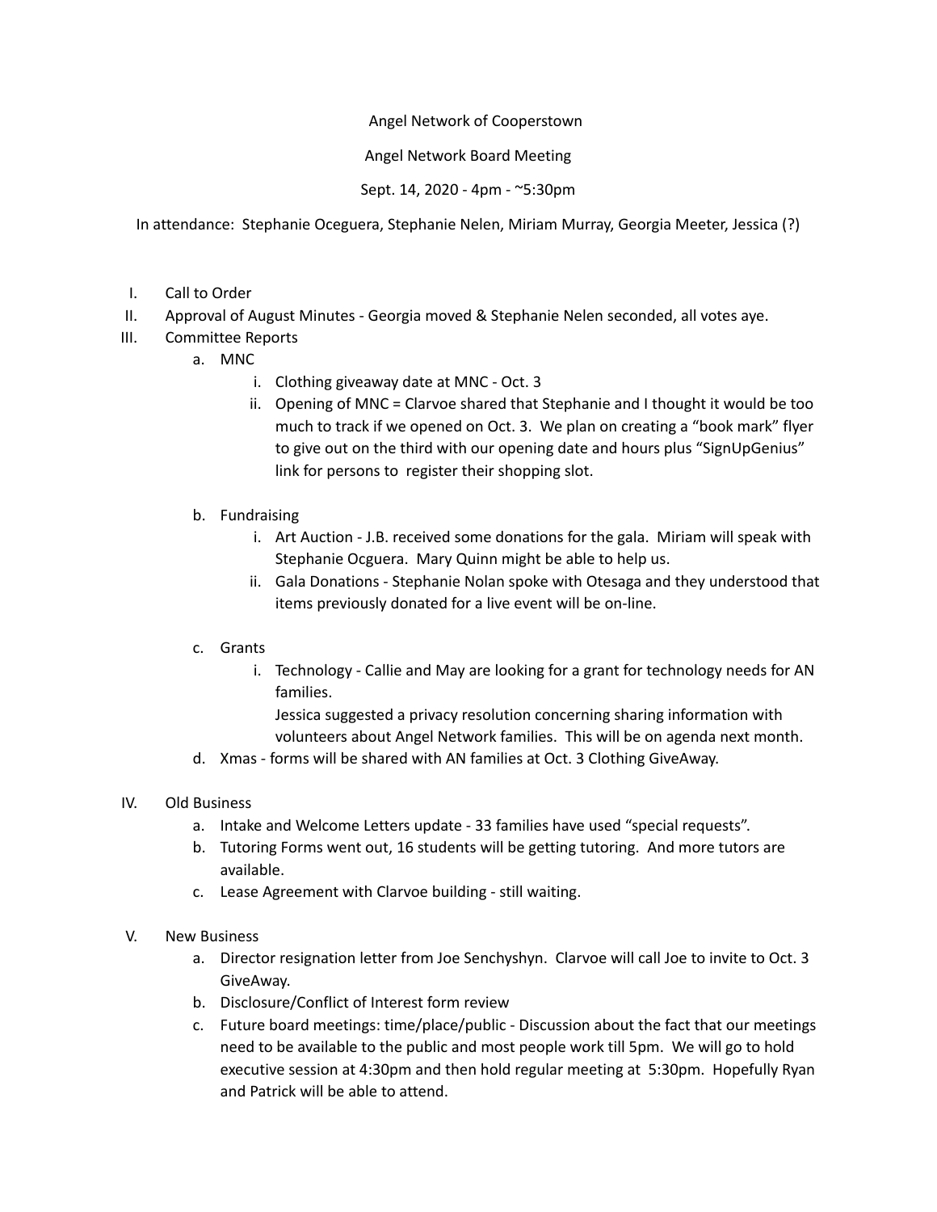Angel Network of Cooperstown

Angel Network Board Meeting

Sept. 14, 2020 - 4pm - ~5:30pm

In attendance: Stephanie Oceguera, Stephanie Nelen, Miriam Murray, Georgia Meeter, Jessica (?)

I. Call to Order
II. Approval of August Minutes - Georgia moved & Stephanie Nelen seconded, all votes aye.
III. Committee Reports
   a. MNC
      i. Clothing giveaway date at MNC - Oct. 3
      ii. Opening of MNC = Clarvoe shared that Stephanie and I thought it would be too much to track if we opened on Oct. 3. We plan on creating a "book mark" flyer to give out on the third with our opening date and hours plus "SignUpGenius" link for persons to register their shopping slot.
   b. Fundraising
      i. Art Auction - J.B. received some donations for the gala. Miriam will speak with Stephanie Ocguera. Mary Quinn might be able to help us.
      ii. Gala Donations - Stephanie Nolan spoke with Otesaga and they understood that items previously donated for a live event will be on-line.
   c. Grants
      i. Technology - Callie and May are looking for a grant for technology needs for AN families.
      Jessica suggested a privacy resolution concerning sharing information with volunteers about Angel Network families. This will be on agenda next month.
   d. Xmas - forms will be shared with AN families at Oct. 3 Clothing GiveAway.
IV. Old Business
   a. Intake and Welcome Letters update - 33 families have used "special requests".
   b. Tutoring Forms went out, 16 students will be getting tutoring. And more tutors are available.
   c. Lease Agreement with Clarvoe building - still waiting.
V. New Business
   a. Director resignation letter from Joe Senchyshyn. Clarvoe will call Joe to invite to Oct. 3 GiveAway.
   b. Disclosure/Conflict of Interest form review
   c. Future board meetings: time/place/public - Discussion about the fact that our meetings need to be available to the public and most people work till 5pm. We will go to hold executive session at 4:30pm and then hold regular meeting at 5:30pm. Hopefully Ryan and Patrick will be able to attend.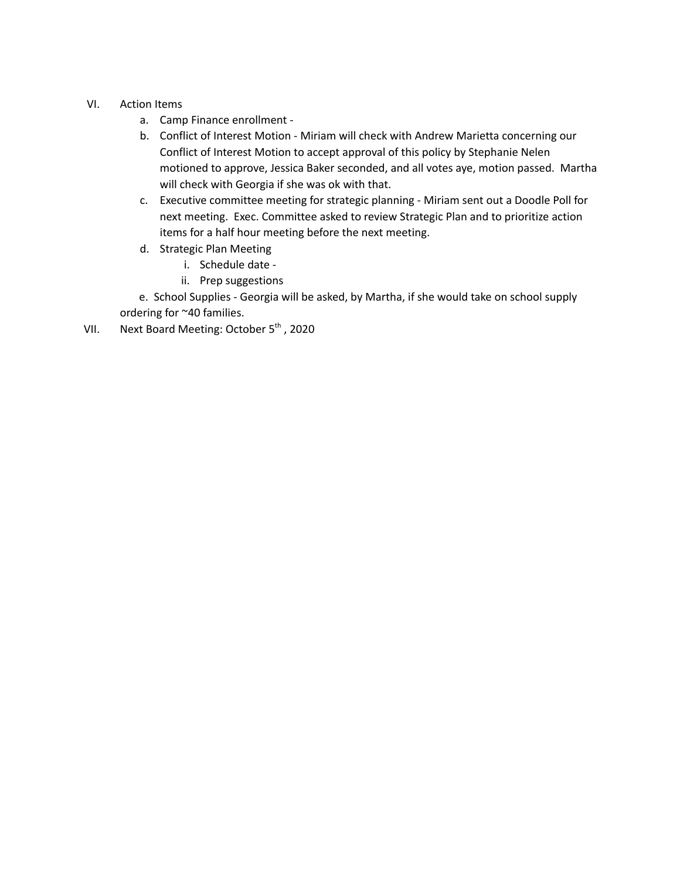VI. Action Items

a. Camp Finance enrollment -

b. Conflict of Interest Motion - Miriam will check with Andrew Marietta concerning our Conflict of Interest Motion to accept approval of this policy by Stephanie Nelen motioned to approve, Jessica Baker seconded, and all votes aye, motion passed. Martha will check with Georgia if she was ok with that.

c. Executive committee meeting for strategic planning - Miriam sent out a Doodle Poll for next meeting. Exec. Committee asked to review Strategic Plan and to prioritize action items for a half hour meeting before the next meeting.

d. Strategic Plan Meeting

i. Schedule date -

ii. Prep suggestions

e. School Supplies - Georgia will be asked, by Martha, if she would take on school supply ordering for ~40 families.

VII. Next Board Meeting: October 5th , 2020